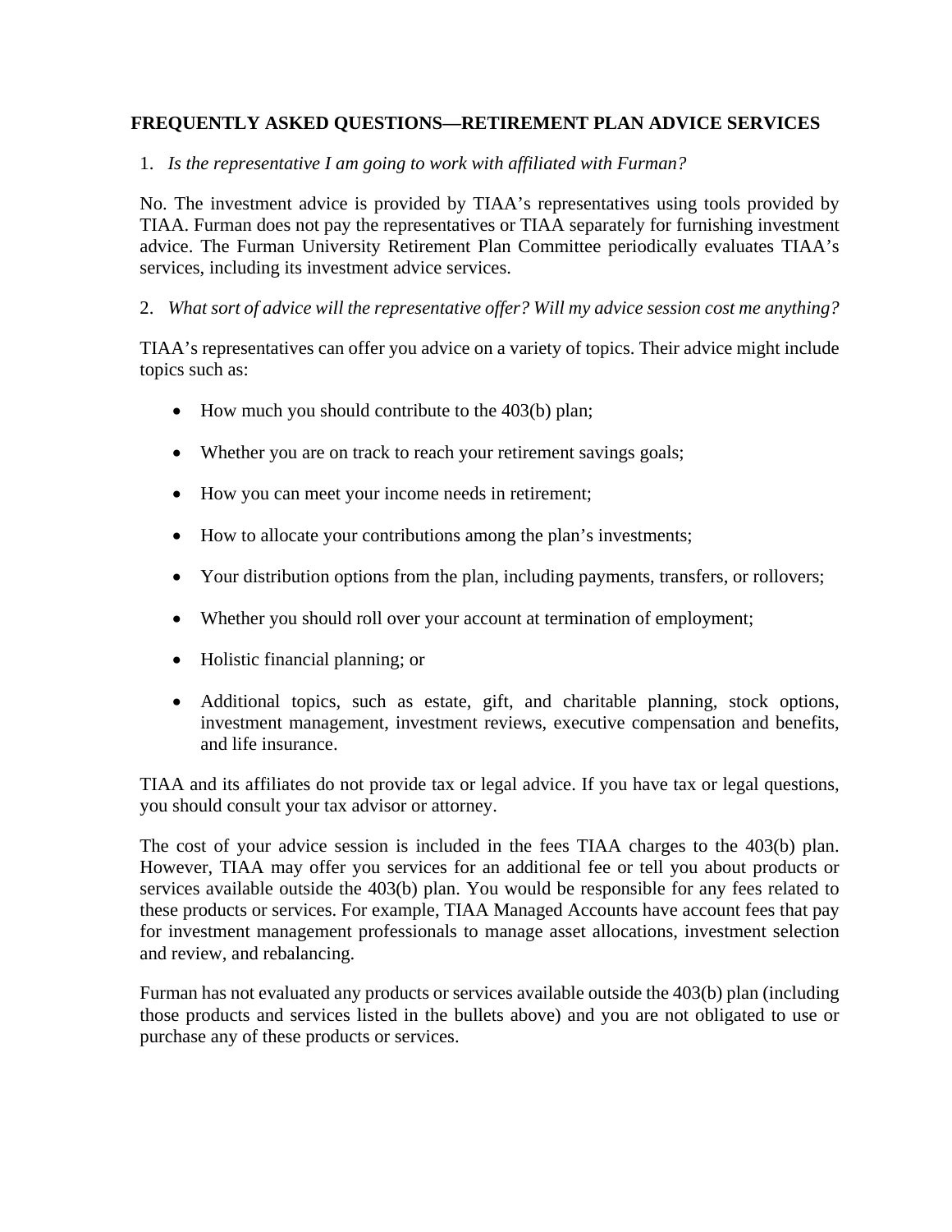# FREQUENTLY ASKED QUESTIONS—RETIREMENT PLAN ADVICE SERVICES

1. *Is the representative I am going to work with affiliated with Furman?*

No. The investment advice is provided by TIAA's representatives using tools provided by TIAA. Furman does not pay the representatives or TIAA separately for furnishing investment advice. The Furman University Retirement Plan Committee periodically evaluates TIAA's services, including its investment advice services.

2. *What sort of advice will the representative offer? Will my advice session cost me anything?*

TIAA's representatives can offer you advice on a variety of topics. Their advice might include topics such as:

- How much you should contribute to the 403(b) plan;
- Whether you are on track to reach your retirement savings goals;
- How you can meet your income needs in retirement;
- How to allocate your contributions among the plan's investments;
- Your distribution options from the plan, including payments, transfers, or rollovers;
- Whether you should roll over your account at termination of employment;
- Holistic financial planning; or
- Additional topics, such as estate, gift, and charitable planning, stock options, investment management, investment reviews, executive compensation and benefits, and life insurance.

TIAA and its affiliates do not provide tax or legal advice. If you have tax or legal questions, you should consult your tax advisor or attorney.

The cost of your advice session is included in the fees TIAA charges to the 403(b) plan. However, TIAA may offer you services for an additional fee or tell you about products or services available outside the 403(b) plan. You would be responsible for any fees related to these products or services. For example, TIAA Managed Accounts have account fees that pay for investment management professionals to manage asset allocations, investment selection and review, and rebalancing.

Furman has not evaluated any products or services available outside the 403(b) plan (including those products and services listed in the bullets above) and you are not obligated to use or purchase any of these products or services.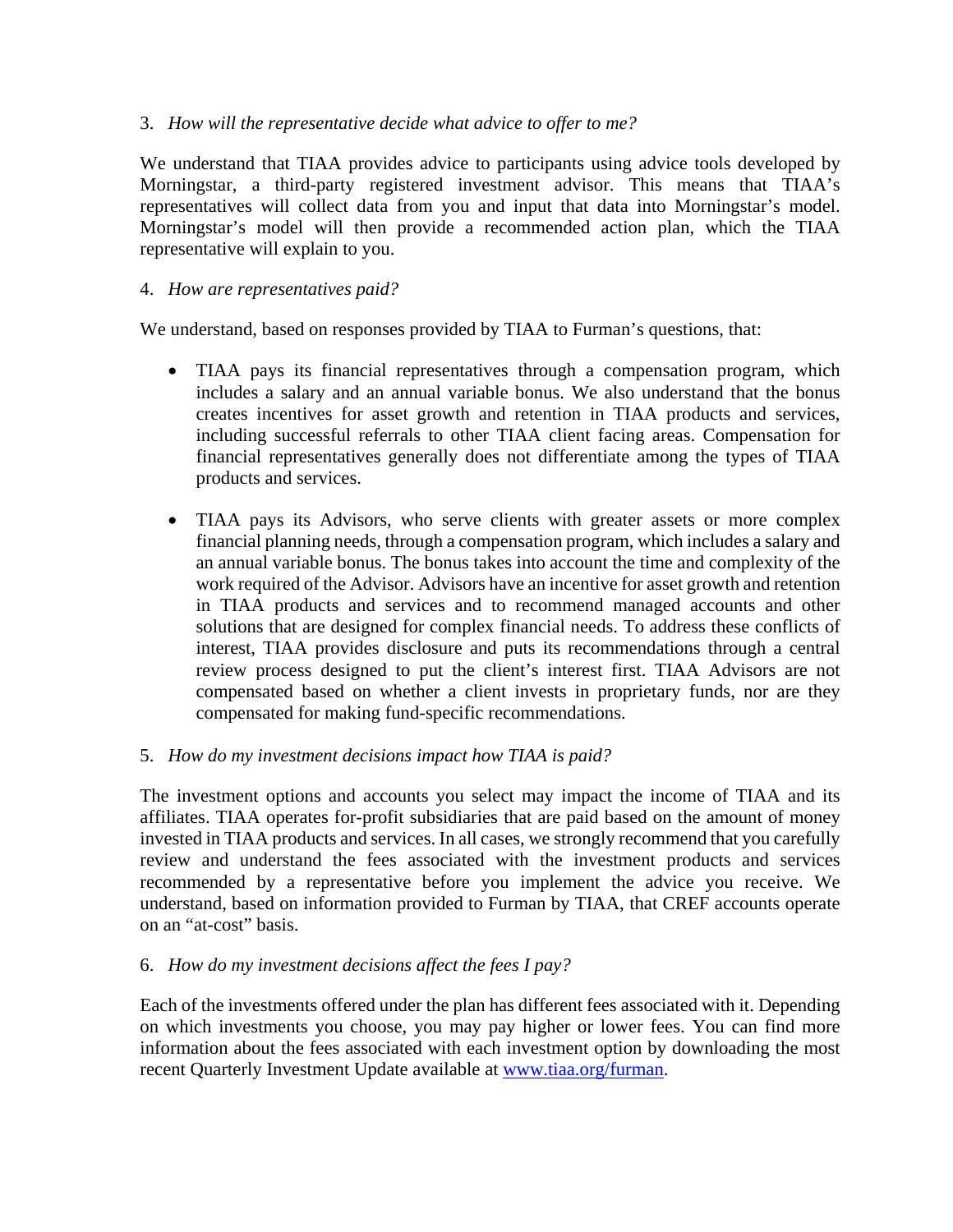3. *How will the representative decide what advice to offer to me?*

We understand that TIAA provides advice to participants using advice tools developed by Morningstar, a third-party registered investment advisor. This means that TIAA's representatives will collect data from you and input that data into Morningstar's model. Morningstar's model will then provide a recommended action plan, which the TIAA representative will explain to you.

4. *How are representatives paid?*

We understand, based on responses provided by TIAA to Furman's questions, that:

- TIAA pays its financial representatives through a compensation program, which includes a salary and an annual variable bonus. We also understand that the bonus creates incentives for asset growth and retention in TIAA products and services, including successful referrals to other TIAA client facing areas. Compensation for financial representatives generally does not differentiate among the types of TIAA products and services.

- TIAA pays its Advisors, who serve clients with greater assets or more complex financial planning needs, through a compensation program, which includes a salary and an annual variable bonus. The bonus takes into account the time and complexity of the work required of the Advisor. Advisors have an incentive for asset growth and retention in TIAA products and services and to recommend managed accounts and other solutions that are designed for complex financial needs. To address these conflicts of interest, TIAA provides disclosure and puts its recommendations through a central review process designed to put the client's interest first. TIAA Advisors are not compensated based on whether a client invests in proprietary funds, nor are they compensated for making fund-specific recommendations.

5. *How do my investment decisions impact how TIAA is paid?*

The investment options and accounts you select may impact the income of TIAA and its affiliates. TIAA operates for-profit subsidiaries that are paid based on the amount of money invested in TIAA products and services. In all cases, we strongly recommend that you carefully review and understand the fees associated with the investment products and services recommended by a representative before you implement the advice you receive. We understand, based on information provided to Furman by TIAA, that CREF accounts operate on an "at-cost" basis.

6. *How do my investment decisions affect the fees I pay?*

Each of the investments offered under the plan has different fees associated with it. Depending on which investments you choose, you may pay higher or lower fees. You can find more information about the fees associated with each investment option by downloading the most recent Quarterly Investment Update available at [www.tiaa.org/furman](www.tiaa.org/furman).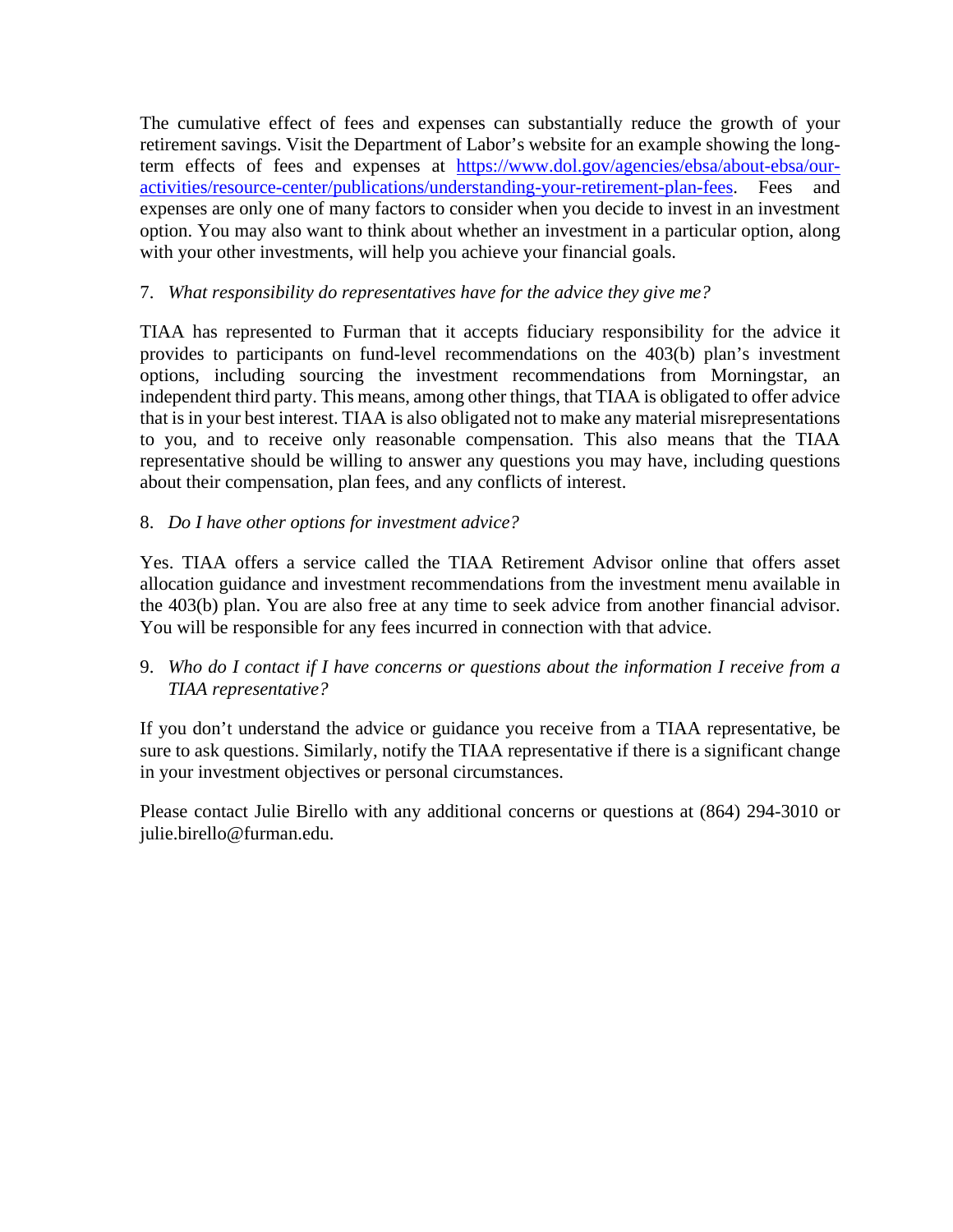The cumulative effect of fees and expenses can substantially reduce the growth of your retirement savings. Visit the Department of Labor's website for an example showing the long-term effects of fees and expenses at [https://www.dol.gov/agencies/ebsa/about-ebsa/our-activities/resource-center/publications/understanding-your-retirement-plan-fees](https://www.dol.gov/agencies/ebsa/about-ebsa/our-activities/resource-center/publications/understanding-your-retirement-plan-fees). Fees and expenses are only one of many factors to consider when you decide to invest in an investment option. You may also want to think about whether an investment in a particular option, along with your other investments, will help you achieve your financial goals.

7. *What responsibility do representatives have for the advice they give me?*

TIAA has represented to Furman that it accepts fiduciary responsibility for the advice it provides to participants on fund-level recommendations on the 403(b) plan's investment options, including sourcing the investment recommendations from Morningstar, an independent third party. This means, among other things, that TIAA is obligated to offer advice that is in your best interest. TIAA is also obligated not to make any material misrepresentations to you, and to receive only reasonable compensation. This also means that the TIAA representative should be willing to answer any questions you may have, including questions about their compensation, plan fees, and any conflicts of interest.

8. *Do I have other options for investment advice?*

Yes. TIAA offers a service called the TIAA Retirement Advisor online that offers asset allocation guidance and investment recommendations from the investment menu available in the 403(b) plan. You are also free at any time to seek advice from another financial advisor. You will be responsible for any fees incurred in connection with that advice.

9. *Who do I contact if I have concerns or questions about the information I receive from a TIAA representative?*

If you don't understand the advice or guidance you receive from a TIAA representative, be sure to ask questions. Similarly, notify the TIAA representative if there is a significant change in your investment objectives or personal circumstances.

Please contact Julie Birello with any additional concerns or questions at (864) 294-3010 or julie.birello@furman.edu.